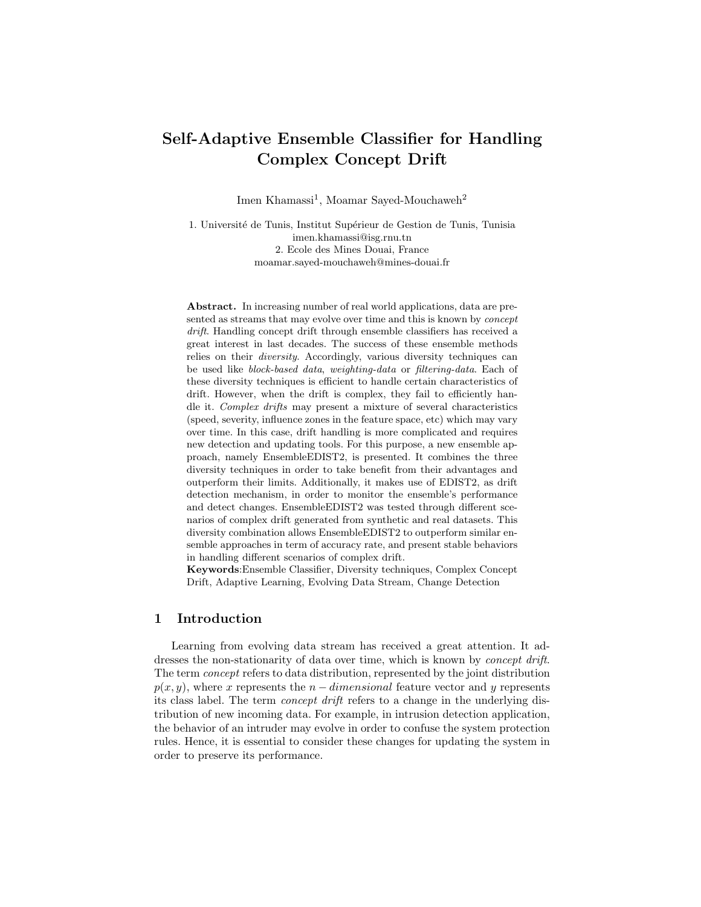# Self-Adaptive Ensemble Classifier for Handling Complex Concept Drift

Imen Khamassi[1], Moamar Sayed-Mouchaweh[2]

1. Université de Tunis, Institut Supérieur de Gestion de Tunis, Tunisia
imen.khamassi@isg.rnu.tn
2. Ecole des Mines Douai, France
moamar.sayed-mouchaweh@mines-douai.fr

**Abstract.** In increasing number of real world applications, data are presented as streams that may evolve over time and this is known by *concept drift*. Handling concept drift through ensemble classifiers has received a great interest in last decades. The success of these ensemble methods relies on their *diversity*. Accordingly, various diversity techniques can be used like *block-based data*, *weighting-data* or *filtering-data*. Each of these diversity techniques is efficient to handle certain characteristics of drift. However, when the drift is complex, they fail to efficiently handle it. *Complex drifts* may present a mixture of several characteristics (speed, severity, influence zones in the feature space, etc) which may vary over time. In this case, drift handling is more complicated and requires new detection and updating tools. For this purpose, a new ensemble approach, namely EnsembleEDIST2, is presented. It combines the three diversity techniques in order to take benefit from their advantages and outperform their limits. Additionally, it makes use of EDIST2, as drift detection mechanism, in order to monitor the ensemble's performance and detect changes. EnsembleEDIST2 was tested through different scenarios of complex drift generated from synthetic and real datasets. This diversity combination allows EnsembleEDIST2 to outperform similar ensemble approaches in term of accuracy rate, and present stable behaviors in handling different scenarios of complex drift.

**Keywords**:Ensemble Classifier, Diversity techniques, Complex Concept Drift, Adaptive Learning, Evolving Data Stream, Change Detection

## 1 Introduction

Learning from evolving data stream has received a great attention. It addresses the non-stationarity of data over time, which is known by *concept drift*. The term *concept* refers to data distribution, represented by the joint distribution $p(x, y)$, where $x$ represents the $n-dimensional$ feature vector and $y$ represents its class label. The term *concept drift* refers to a change in the underlying distribution of new incoming data. For example, in intrusion detection application, the behavior of an intruder may evolve in order to confuse the system protection rules. Hence, it is essential to consider these changes for updating the system in order to preserve its performance.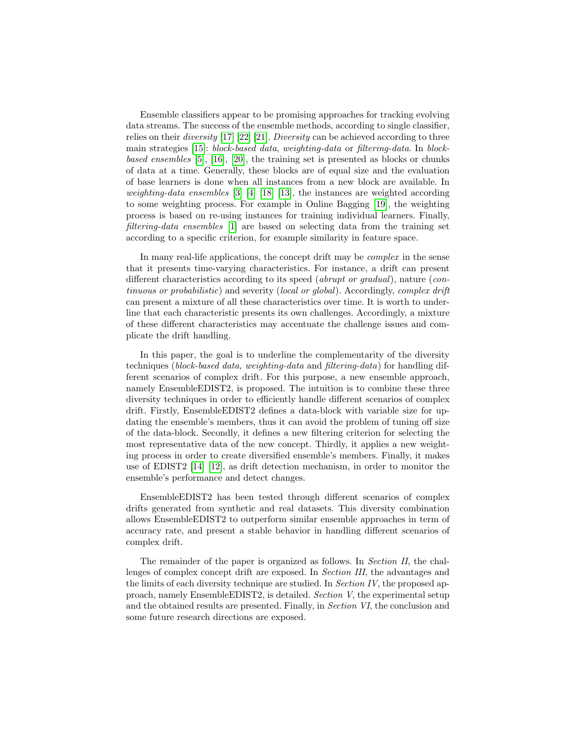Ensemble classifiers appear to be promising approaches for tracking evolving data streams. The success of the ensemble methods, according to single classifier, relies on their *diversity* [17] [22] [21]. *Diversity* can be achieved according to three main strategies [15]: *block-based data*, *weighting-data* or *filtering-data*. In *block-based ensembles* [5], [16], [20], the training set is presented as blocks or chunks of data at a time. Generally, these blocks are of equal size and the evaluation of base learners is done when all instances from a new block are available. In *weighting-data ensembles* [3] [4] [18] [13], the instances are weighted according to some weighting process. For example in Online Bagging [19], the weighting process is based on re-using instances for training individual learners. Finally, *filtering-data ensembles* [1] are based on selecting data from the training set according to a specific criterion, for example similarity in feature space.

In many real-life applications, the concept drift may be *complex* in the sense that it presents time-varying characteristics. For instance, a drift can present different characteristics according to its speed (*abrupt or gradual*), nature (*continuous or probabilistic*) and severity (*local or global*). Accordingly, *complex drift* can present a mixture of all these characteristics over time. It is worth to underline that each characteristic presents its own challenges. Accordingly, a mixture of these different characteristics may accentuate the challenge issues and complicate the drift handling.

In this paper, the goal is to underline the complementarity of the diversity techniques (*block-based data, weighting-data* and *filtering-data*) for handling different scenarios of complex drift. For this purpose, a new ensemble approach, namely EnsembleEDIST2, is proposed. The intuition is to combine these three diversity techniques in order to efficiently handle different scenarios of complex drift. Firstly, EnsembleEDIST2 defines a data-block with variable size for updating the ensemble's members, thus it can avoid the problem of tuning off size of the data-block. Secondly, it defines a new filtering criterion for selecting the most representative data of the new concept. Thirdly, it applies a new weighting process in order to create diversified ensemble's members. Finally, it makes use of EDIST2 [14] [12], as drift detection mechanism, in order to monitor the ensemble's performance and detect changes.

EnsembleEDIST2 has been tested through different scenarios of complex drifts generated from synthetic and real datasets. This diversity combination allows EnsembleEDIST2 to outperform similar ensemble approaches in term of accuracy rate, and present a stable behavior in handling different scenarios of complex drift.

The remainder of the paper is organized as follows. In *Section II*, the challenges of complex concept drift are exposed. In *Section III*, the advantages and the limits of each diversity technique are studied. In *Section IV*, the proposed approach, namely EnsembleEDIST2, is detailed. *Section V*, the experimental setup and the obtained results are presented. Finally, in *Section VI*, the conclusion and some future research directions are exposed.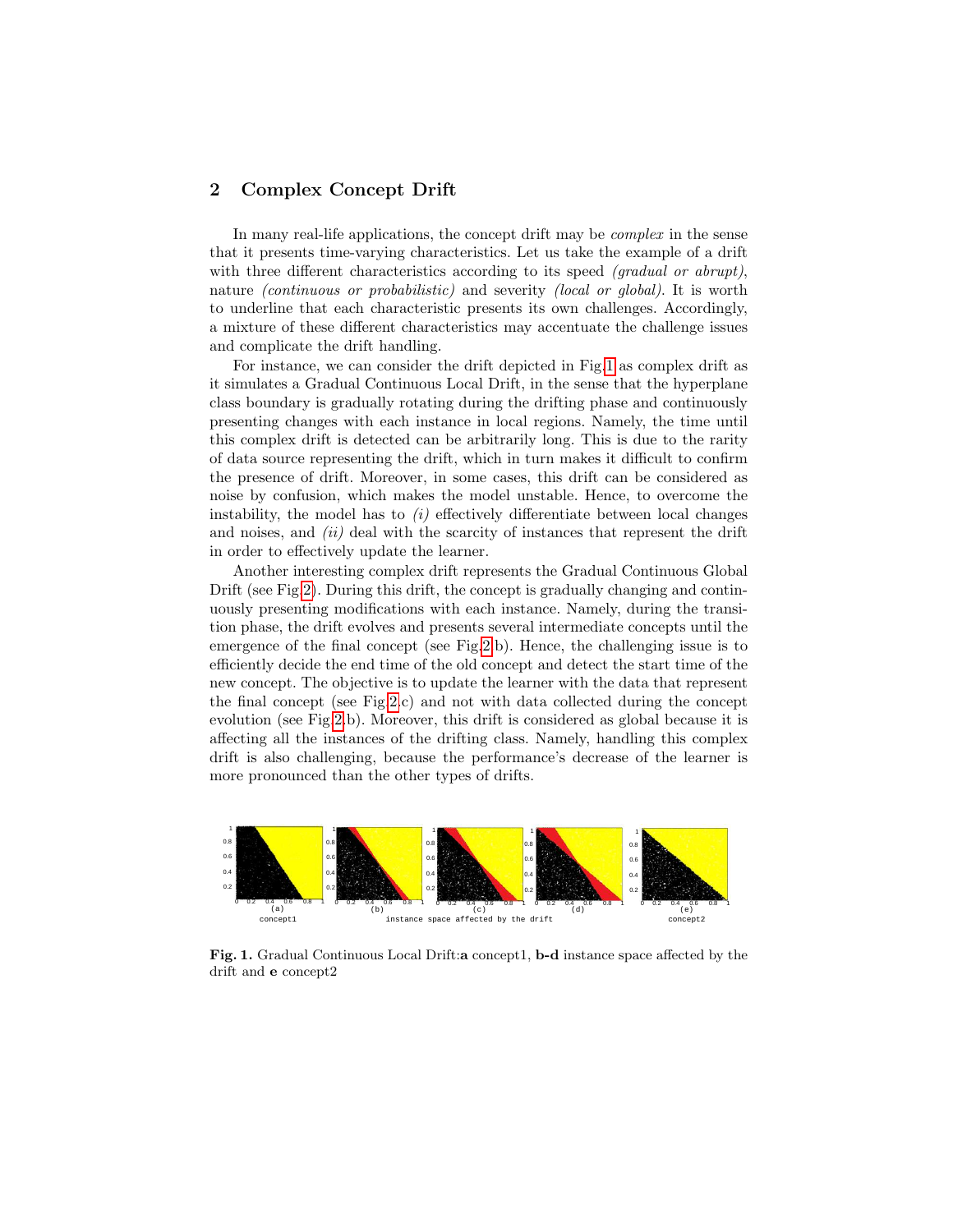## 2 Complex Concept Drift

In many real-life applications, the concept drift may be *complex* in the sense that it presents time-varying characteristics. Let us take the example of a drift with three different characteristics according to its speed *(gradual or abrupt)*, nature *(continuous or probabilistic)* and severity *(local or global)*. It is worth to underline that each characteristic presents its own challenges. Accordingly, a mixture of these different characteristics may accentuate the challenge issues and complicate the drift handling.

For instance, we can consider the drift depicted in Fig.1 as complex drift as it simulates a Gradual Continuous Local Drift, in the sense that the hyperplane class boundary is gradually rotating during the drifting phase and continuously presenting changes with each instance in local regions. Namely, the time until this complex drift is detected can be arbitrarily long. This is due to the rarity of data source representing the drift, which in turn makes it difficult to confirm the presence of drift. Moreover, in some cases, this drift can be considered as noise by confusion, which makes the model unstable. Hence, to overcome the instability, the model has to *(i)* effectively differentiate between local changes and noises, and *(ii)* deal with the scarcity of instances that represent the drift in order to effectively update the learner.

Another interesting complex drift represents the Gradual Continuous Global Drift (see Fig.2). During this drift, the concept is gradually changing and continuously presenting modifications with each instance. Namely, during the transition phase, the drift evolves and presents several intermediate concepts until the emergence of the final concept (see Fig.2.b). Hence, the challenging issue is to efficiently decide the end time of the old concept and detect the start time of the new concept. The objective is to update the learner with the data that represent the final concept (see Fig.2.c) and not with data collected during the concept evolution (see Fig.2.b). Moreover, this drift is considered as global because it is affecting all the instances of the drifting class. Namely, handling this complex drift is also challenging, because the performance's decrease of the learner is more pronounced than the other types of drifts.

**Fig. 1.** Gradual Continuous Local Drift:**a** concept1, **b-d** instance space affected by the drift and **e** concept2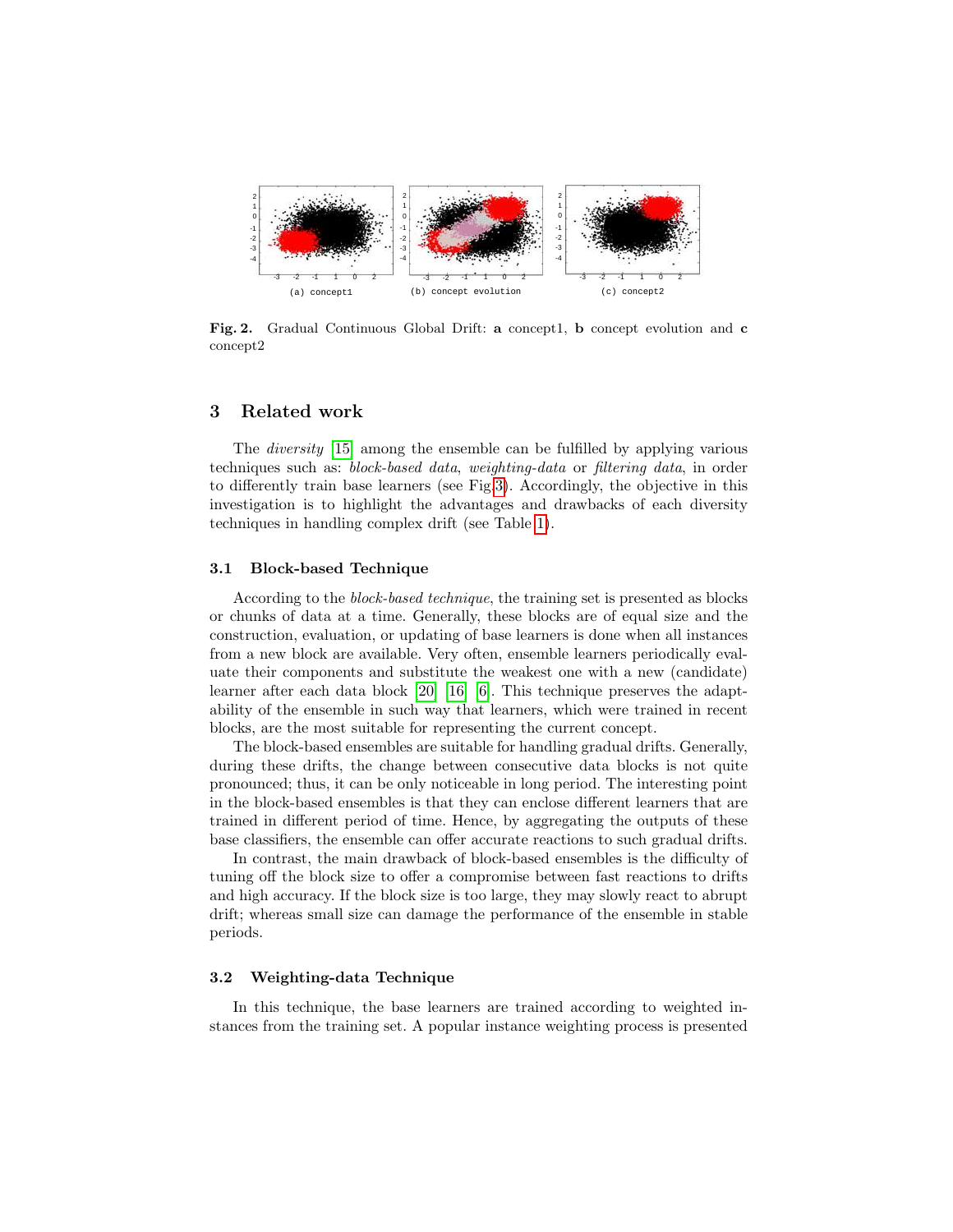Fig. 2. Gradual Continuous Global Drift: **a** concept1, **b** concept evolution and **c** concept2

## 3 Related work

The *diversity* [15] among the ensemble can be fulfilled by applying various techniques such as: *block-based data*, *weighting-data* or *filtering data*, in order to differently train base learners (see Fig.3). Accordingly, the objective in this investigation is to highlight the advantages and drawbacks of each diversity techniques in handling complex drift (see Table 1).

### 3.1 Block-based Technique

According to the *block-based technique*, the training set is presented as blocks or chunks of data at a time. Generally, these blocks are of equal size and the construction, evaluation, or updating of base learners is done when all instances from a new block are available. Very often, ensemble learners periodically evaluate their components and substitute the weakest one with a new (candidate) learner after each data block [20] [16] [6]. This technique preserves the adaptability of the ensemble in such way that learners, which were trained in recent blocks, are the most suitable for representing the current concept.

The block-based ensembles are suitable for handling gradual drifts. Generally, during these drifts, the change between consecutive data blocks is not quite pronounced; thus, it can be only noticeable in long period. The interesting point in the block-based ensembles is that they can enclose different learners that are trained in different period of time. Hence, by aggregating the outputs of these base classifiers, the ensemble can offer accurate reactions to such gradual drifts.

In contrast, the main drawback of block-based ensembles is the difficulty of tuning off the block size to offer a compromise between fast reactions to drifts and high accuracy. If the block size is too large, they may slowly react to abrupt drift; whereas small size can damage the performance of the ensemble in stable periods.

### 3.2 Weighting-data Technique

In this technique, the base learners are trained according to weighted instances from the training set. A popular instance weighting process is presented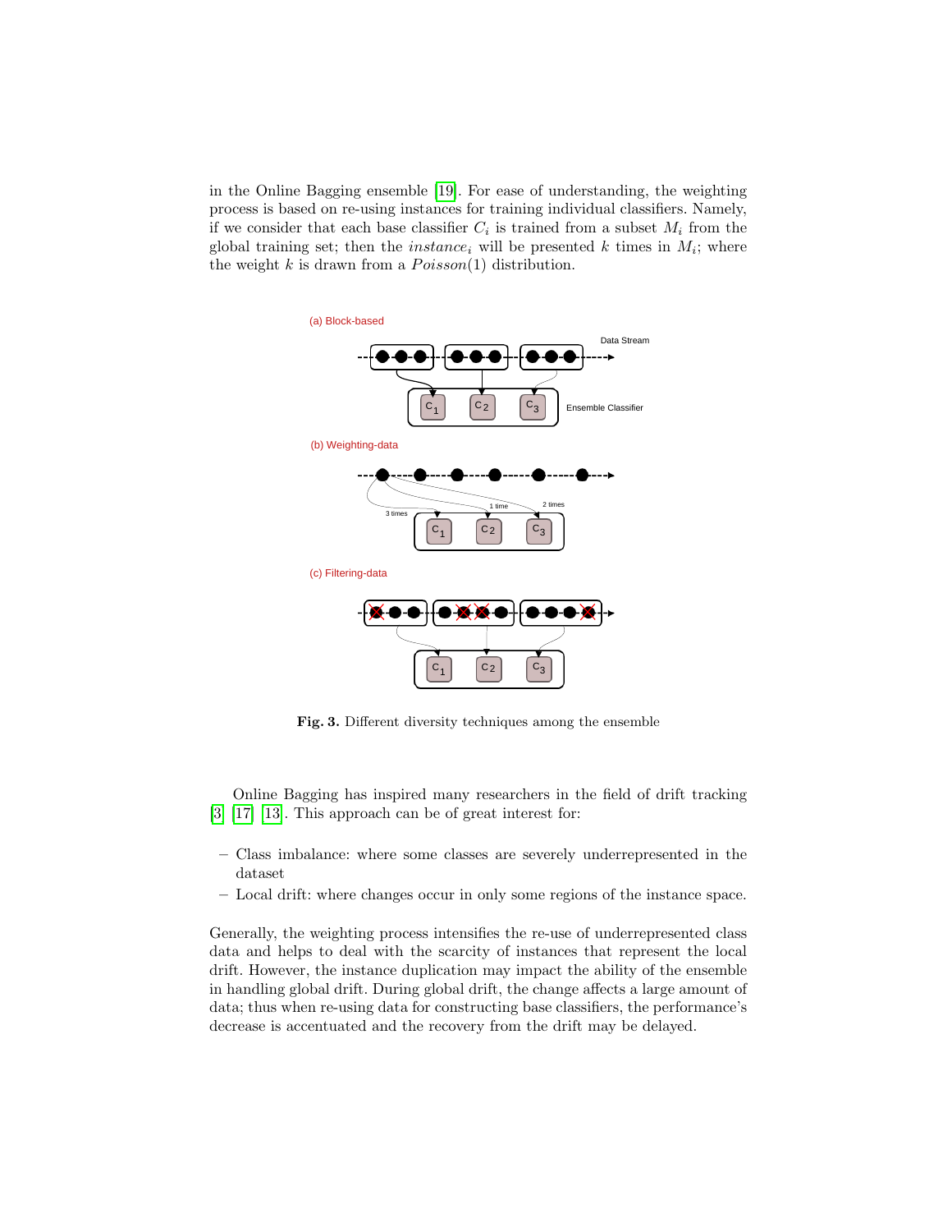in the Online Bagging ensemble [19]. For ease of understanding, the weighting process is based on re-using instances for training individual classifiers. Namely, if we consider that each base classifier $C_i$ is trained from a subset $M_i$ from the global training set; then the $instance_i$ will be presented $k$ times in $M_i$; where the weight $k$ is drawn from a $Poisson(1)$ distribution.

**Fig. 3.** Different diversity techniques among the ensemble

Online Bagging has inspired many researchers in the field of drift tracking [3] [17] [13]. This approach can be of great interest for:

- Class imbalance: where some classes are severely underrepresented in the dataset
- Local drift: where changes occur in only some regions of the instance space.

Generally, the weighting process intensifies the re-use of underrepresented class data and helps to deal with the scarcity of instances that represent the local drift. However, the instance duplication may impact the ability of the ensemble in handling global drift. During global drift, the change affects a large amount of data; thus when re-using data for constructing base classifiers, the performance's decrease is accentuated and the recovery from the drift may be delayed.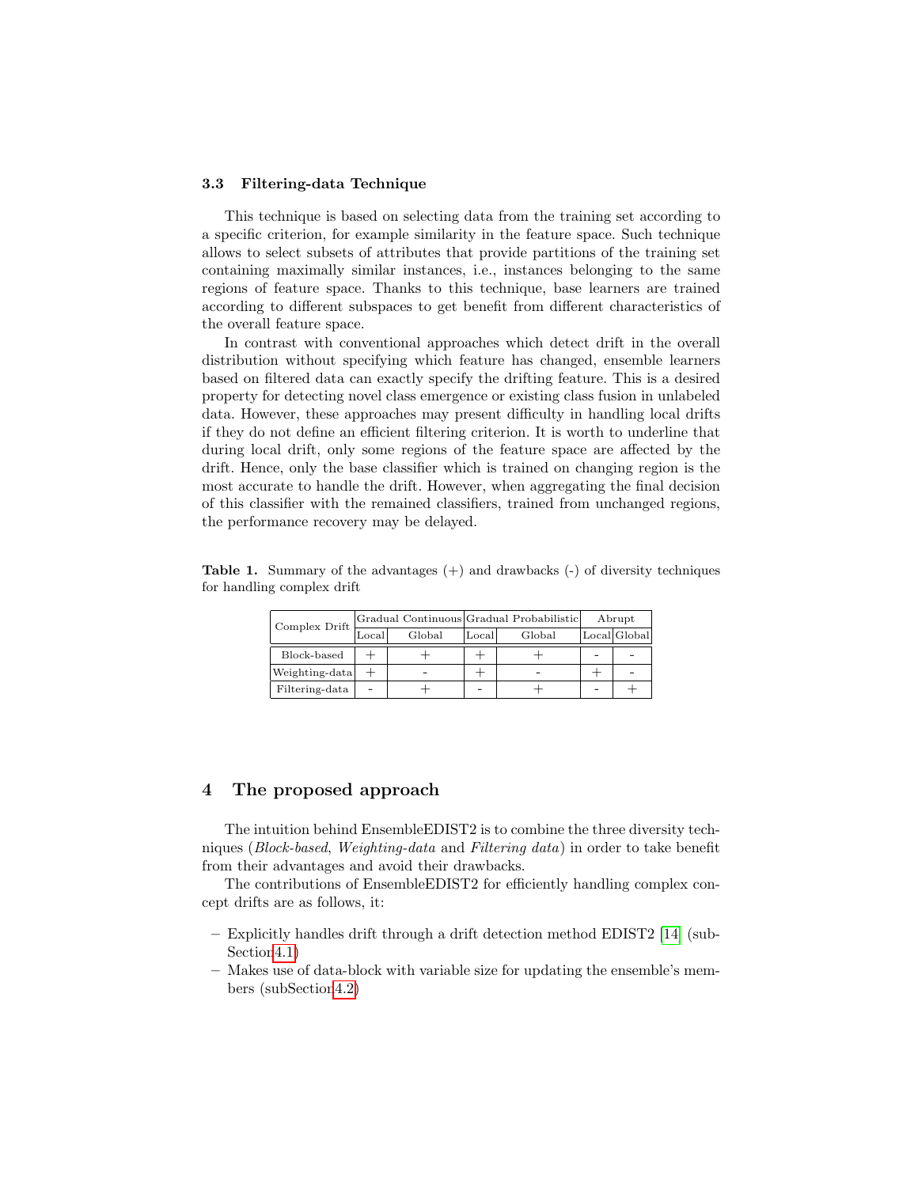### 3.3 Filtering-data Technique

This technique is based on selecting data from the training set according to a specific criterion, for example similarity in the feature space. Such technique allows to select subsets of attributes that provide partitions of the training set containing maximally similar instances, i.e., instances belonging to the same regions of feature space. Thanks to this technique, base learners are trained according to different subspaces to get benefit from different characteristics of the overall feature space.

In contrast with conventional approaches which detect drift in the overall distribution without specifying which feature has changed, ensemble learners based on filtered data can exactly specify the drifting feature. This is a desired property for detecting novel class emergence or existing class fusion in unlabeled data. However, these approaches may present difficulty in handling local drifts if they do not define an efficient filtering criterion. It is worth to underline that during local drift, only some regions of the feature space are affected by the drift. Hence, only the base classifier which is trained on changing region is the most accurate to handle the drift. However, when aggregating the final decision of this classifier with the remained classifiers, trained from unchanged regions, the performance recovery may be delayed.

**Table 1.** Summary of the advantages (+) and drawbacks (-) of diversity techniques for handling complex drift

| Complex Drift | Gradual Continuous | | Gradual Probabilistic | | Abrupt | |
|---|---|---|---|---|---|---|
| | Local | Global | Local | Global | Local | Global |
| Block-based | + | + | + | + | - | - |
| Weighting-data | + | - | + | - | + | - |
| Filtering-data | - | + | - | + | - | + |

## 4 The proposed approach

The intuition behind EnsembleEDIST2 is to combine the three diversity techniques (*Block-based*, *Weighting-data* and *Filtering data*) in order to take benefit from their advantages and avoid their drawbacks.

The contributions of EnsembleEDIST2 for efficiently handling complex concept drifts are as follows, it:

– Explicitly handles drift through a drift detection method EDIST2 [14] (subSection4.1)
– Makes use of data-block with variable size for updating the ensemble's members (subSection4.2)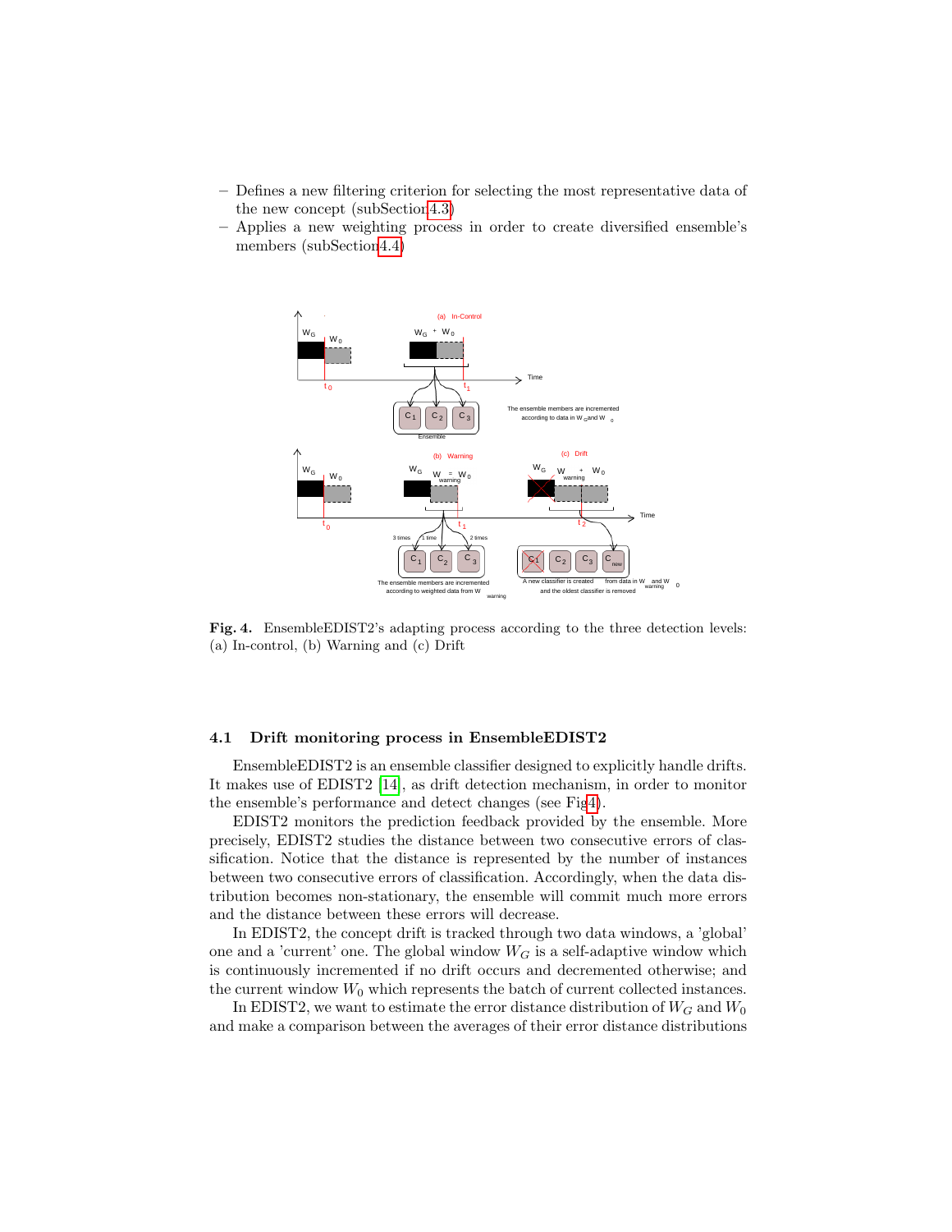- Defines a new filtering criterion for selecting the most representative data of the new concept (subSection 4.3)
- Applies a new weighting process in order to create diversified ensemble's members (subSection 4.4)

**Fig. 4.** EnsembleEDIST2's adapting process according to the three detection levels: (a) In-control, (b) Warning and (c) Drift

### 4.1 Drift monitoring process in EnsembleEDIST2

EnsembleEDIST2 is an ensemble classifier designed to explicitly handle drifts. It makes use of EDIST2 [14], as drift detection mechanism, in order to monitor the ensemble's performance and detect changes (see Fig 4).

EDIST2 monitors the prediction feedback provided by the ensemble. More precisely, EDIST2 studies the distance between two consecutive errors of classification. Notice that the distance is represented by the number of instances between two consecutive errors of classification. Accordingly, when the data distribution becomes non-stationary, the ensemble will commit much more errors and the distance between these errors will decrease.

In EDIST2, the concept drift is tracked through two data windows, a 'global' one and a 'current' one. The global window $W_G$ is a self-adaptive window which is continuously incremented if no drift occurs and decremented otherwise; and the current window $W_0$ which represents the batch of current collected instances.

In EDIST2, we want to estimate the error distance distribution of $W_G$ and $W_0$ and make a comparison between the averages of their error distance distributions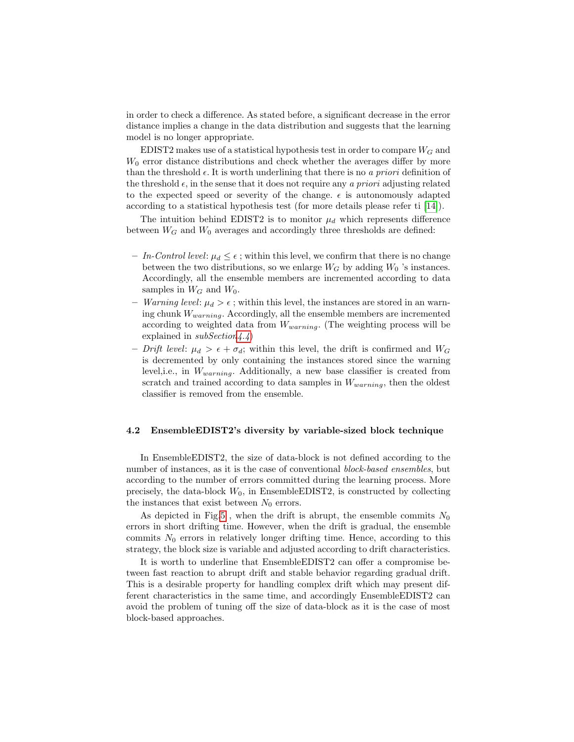in order to check a difference. As stated before, a significant decrease in the error distance implies a change in the data distribution and suggests that the learning model is no longer appropriate.

EDIST2 makes use of a statistical hypothesis test in order to compare $W_G$ and $W_0$ error distance distributions and check whether the averages differ by more than the threshold $\epsilon$. It is worth underlining that there is no *a priori* definition of the threshold $\epsilon$, in the sense that it does not require any *a priori* adjusting related to the expected speed or severity of the change. $\epsilon$ is autonomously adapted according to a statistical hypothesis test (for more details please refer ti [14]).

The intuition behind EDIST2 is to monitor $\mu_d$ which represents difference between $W_G$ and $W_0$ averages and accordingly three thresholds are defined:

- *In-Control level*: $\mu_d \leq \epsilon$ ; within this level, we confirm that there is no change between the two distributions, so we enlarge $W_G$ by adding $W_0$ 's instances. Accordingly, all the ensemble members are incremented according to data samples in $W_G$ and $W_0$.
- *Warning level*: $\mu_d > \epsilon$ ; within this level, the instances are stored in an warning chunk $W_{warning}$. Accordingly, all the ensemble members are incremented according to weighted data from $W_{warning}$. (The weighting process will be explained in *subSection4.4*)
- *Drift level*: $\mu_d > \epsilon + \sigma_d$; within this level, the drift is confirmed and $W_G$ is decremented by only containing the instances stored since the warning level,i.e., in $W_{warning}$. Additionally, a new base classifier is created from scratch and trained according to data samples in $W_{warning}$, then the oldest classifier is removed from the ensemble.

### 4.2 EnsembleEDIST2's diversity by variable-sized block technique

In EnsembleEDIST2, the size of data-block is not defined according to the number of instances, as it is the case of conventional *block-based ensembles*, but according to the number of errors committed during the learning process. More precisely, the data-block $W_0$, in EnsembleEDIST2, is constructed by collecting the instances that exist between $N_0$ errors.

As depicted in Fig.5 , when the drift is abrupt, the ensemble commits $N_0$ errors in short drifting time. However, when the drift is gradual, the ensemble commits $N_0$ errors in relatively longer drifting time. Hence, according to this strategy, the block size is variable and adjusted according to drift characteristics.

It is worth to underline that EnsembleEDIST2 can offer a compromise between fast reaction to abrupt drift and stable behavior regarding gradual drift. This is a desirable property for handling complex drift which may present different characteristics in the same time, and accordingly EnsembleEDIST2 can avoid the problem of tuning off the size of data-block as it is the case of most block-based approaches.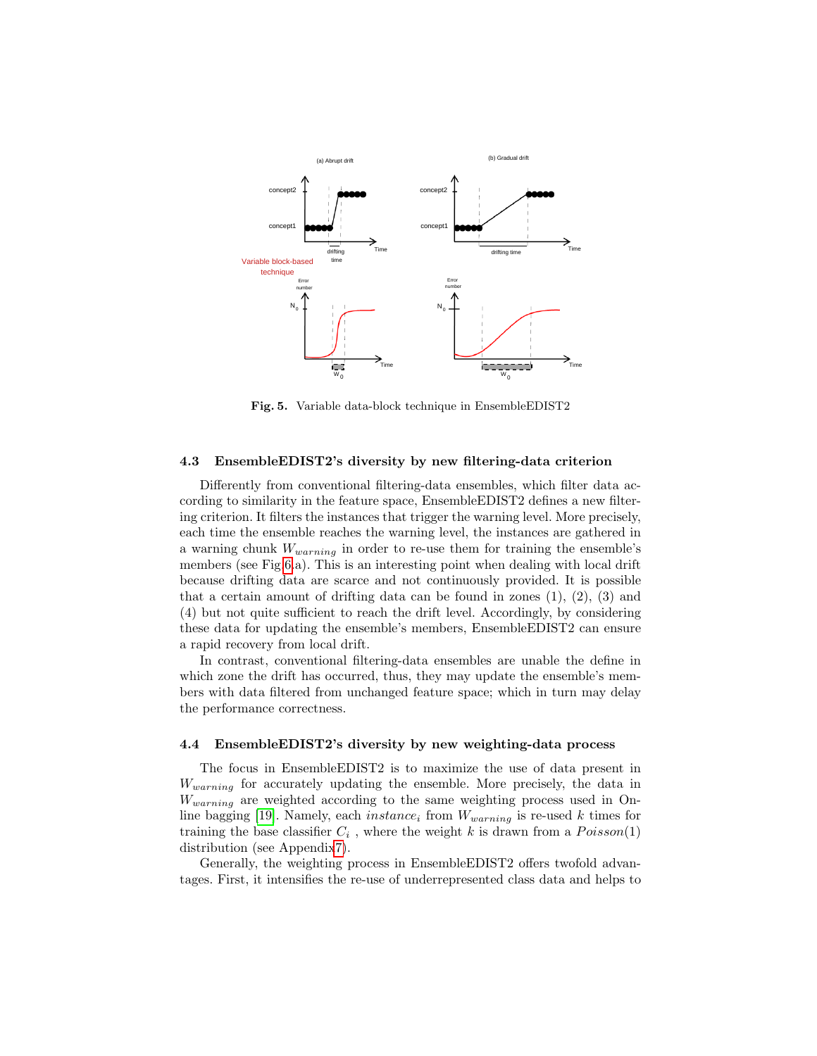Fig. 5. Variable data-block technique in EnsembleEDIST2

### 4.3 EnsembleEDIST2's diversity by new filtering-data criterion

Differently from conventional filtering-data ensembles, which filter data according to similarity in the feature space, EnsembleEDIST2 defines a new filtering criterion. It filters the instances that trigger the warning level. More precisely, each time the ensemble reaches the warning level, the instances are gathered in a warning chunk $W_{warning}$ in order to re-use them for training the ensemble's members (see Fig 6.a). This is an interesting point when dealing with local drift because drifting data are scarce and not continuously provided. It is possible that a certain amount of drifting data can be found in zones (1), (2), (3) and (4) but not quite sufficient to reach the drift level. Accordingly, by considering these data for updating the ensemble's members, EnsembleEDIST2 can ensure a rapid recovery from local drift.

In contrast, conventional filtering-data ensembles are unable the define in which zone the drift has occurred, thus, they may update the ensemble's members with data filtered from unchanged feature space; which in turn may delay the performance correctness.

### 4.4 EnsembleEDIST2's diversity by new weighting-data process

The focus in EnsembleEDIST2 is to maximize the use of data present in $W_{warning}$ for accurately updating the ensemble. More precisely, the data in $W_{warning}$ are weighted according to the same weighting process used in Online bagging [19]. Namely, each $instance_i$ from $W_{warning}$ is re-used $k$ times for training the base classifier $C_i$ , where the weight $k$ is drawn from a $Poisson(1)$ distribution (see Appendix 7).

Generally, the weighting process in EnsembleEDIST2 offers twofold advantages. First, it intensifies the re-use of underrepresented class data and helps to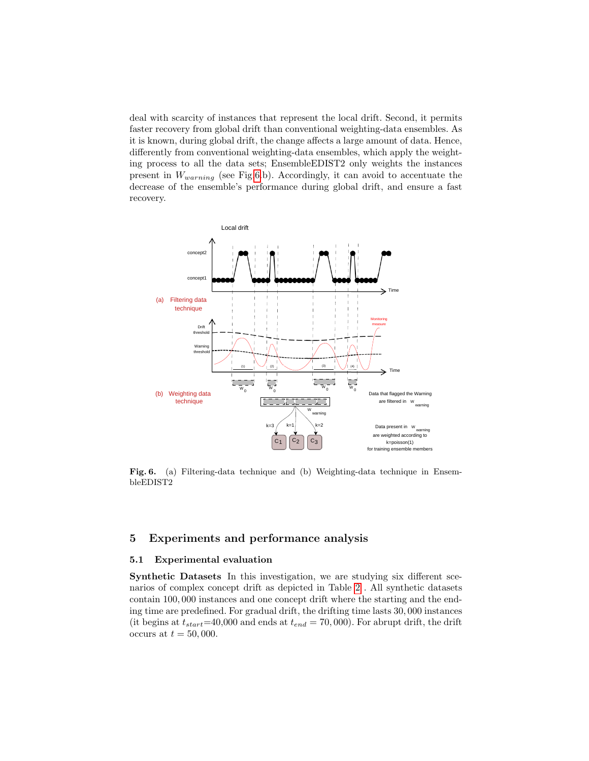deal with scarcity of instances that represent the local drift. Second, it permits faster recovery from global drift than conventional weighting-data ensembles. As it is known, during global drift, the change affects a large amount of data. Hence, differently from conventional weighting-data ensembles, which apply the weighting process to all the data sets; EnsembleEDIST2 only weights the instances present in $W_{warning}$ (see Fig 6 b). Accordingly, it can avoid to accentuate the decrease of the ensemble's performance during global drift, and ensure a fast recovery.

**Fig. 6.** (a) Filtering-data technique and (b) Weighting-data technique in EnsembleEDIST2

## 5 Experiments and performance analysis

### 5.1 Experimental evaluation

**Synthetic Datasets** In this investigation, we are studying six different scenarios of complex concept drift as depicted in Table 2 . All synthetic datasets contain 100,000 instances and one concept drift where the starting and the ending time are predefined. For gradual drift, the drifting time lasts 30,000 instances (it begins at $t_{start}$=40,000 and ends at $t_{end} = 70,000$). For abrupt drift, the drift occurs at $t = 50,000$.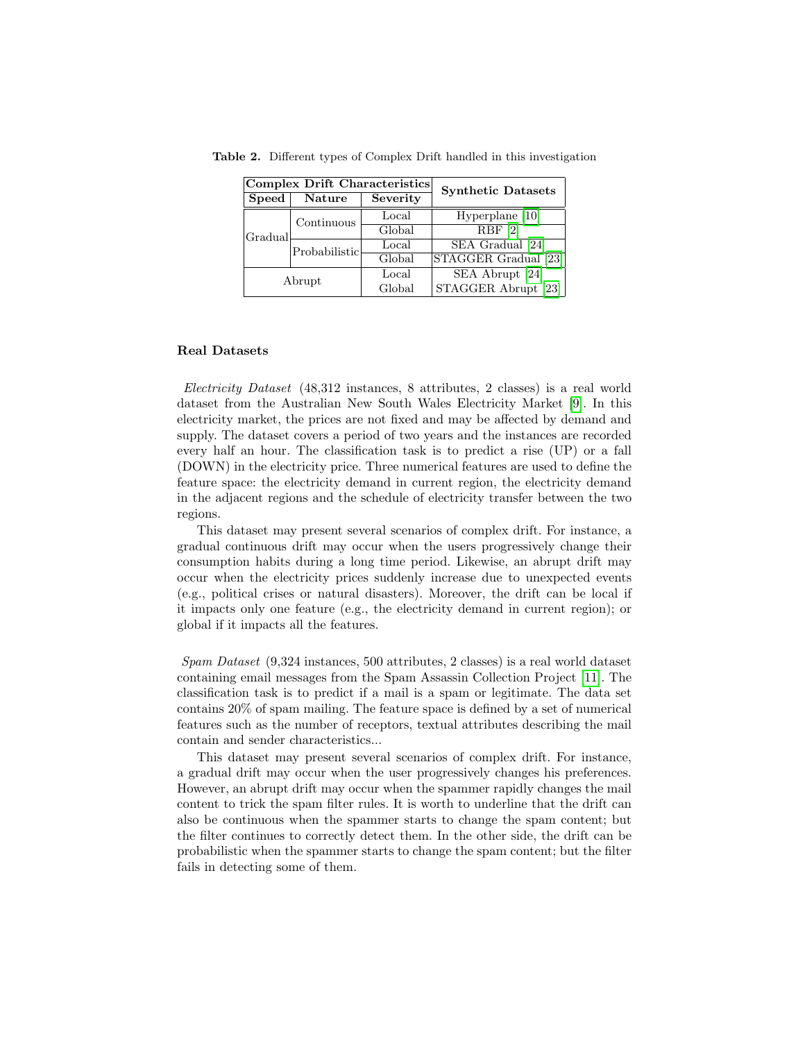**Table 2.** Different types of Complex Drift handled in this investigation

| Complex Drift Characteristics | | | Synthetic Datasets |
|---|---|---|---|
| **Speed** | **Nature** | **Severity** | |
| Gradual | Continuous | Local | Hyperplane [10] |
| | | Global | RBF [2] |
| | Probabilistic | Local | SEA Gradual [24] |
| | | Global | STAGGER Gradual [23] |
| Abrupt | | Local | SEA Abrupt [24] |
| | | Global | STAGGER Abrupt [23] |

### Real Datasets

*Electricity Dataset* (48,312 instances, 8 attributes, 2 classes) is a real world dataset from the Australian New South Wales Electricity Market [9]. In this electricity market, the prices are not fixed and may be affected by demand and supply. The dataset covers a period of two years and the instances are recorded every half an hour. The classification task is to predict a rise (UP) or a fall (DOWN) in the electricity price. Three numerical features are used to define the feature space: the electricity demand in current region, the electricity demand in the adjacent regions and the schedule of electricity transfer between the two regions.

This dataset may present several scenarios of complex drift. For instance, a gradual continuous drift may occur when the users progressively change their consumption habits during a long time period. Likewise, an abrupt drift may occur when the electricity prices suddenly increase due to unexpected events (e.g., political crises or natural disasters). Moreover, the drift can be local if it impacts only one feature (e.g., the electricity demand in current region); or global if it impacts all the features.

*Spam Dataset* (9,324 instances, 500 attributes, 2 classes) is a real world dataset containing email messages from the Spam Assassin Collection Project [11]. The classification task is to predict if a mail is a spam or legitimate. The data set contains 20% of spam mailing. The feature space is defined by a set of numerical features such as the number of receptors, textual attributes describing the mail contain and sender characteristics...

This dataset may present several scenarios of complex drift. For instance, a gradual drift may occur when the user progressively changes his preferences. However, an abrupt drift may occur when the spammer rapidly changes the mail content to trick the spam filter rules. It is worth to underline that the drift can also be continuous when the spammer starts to change the spam content; but the filter continues to correctly detect them. In the other side, the drift can be probabilistic when the spammer starts to change the spam content; but the filter fails in detecting some of them.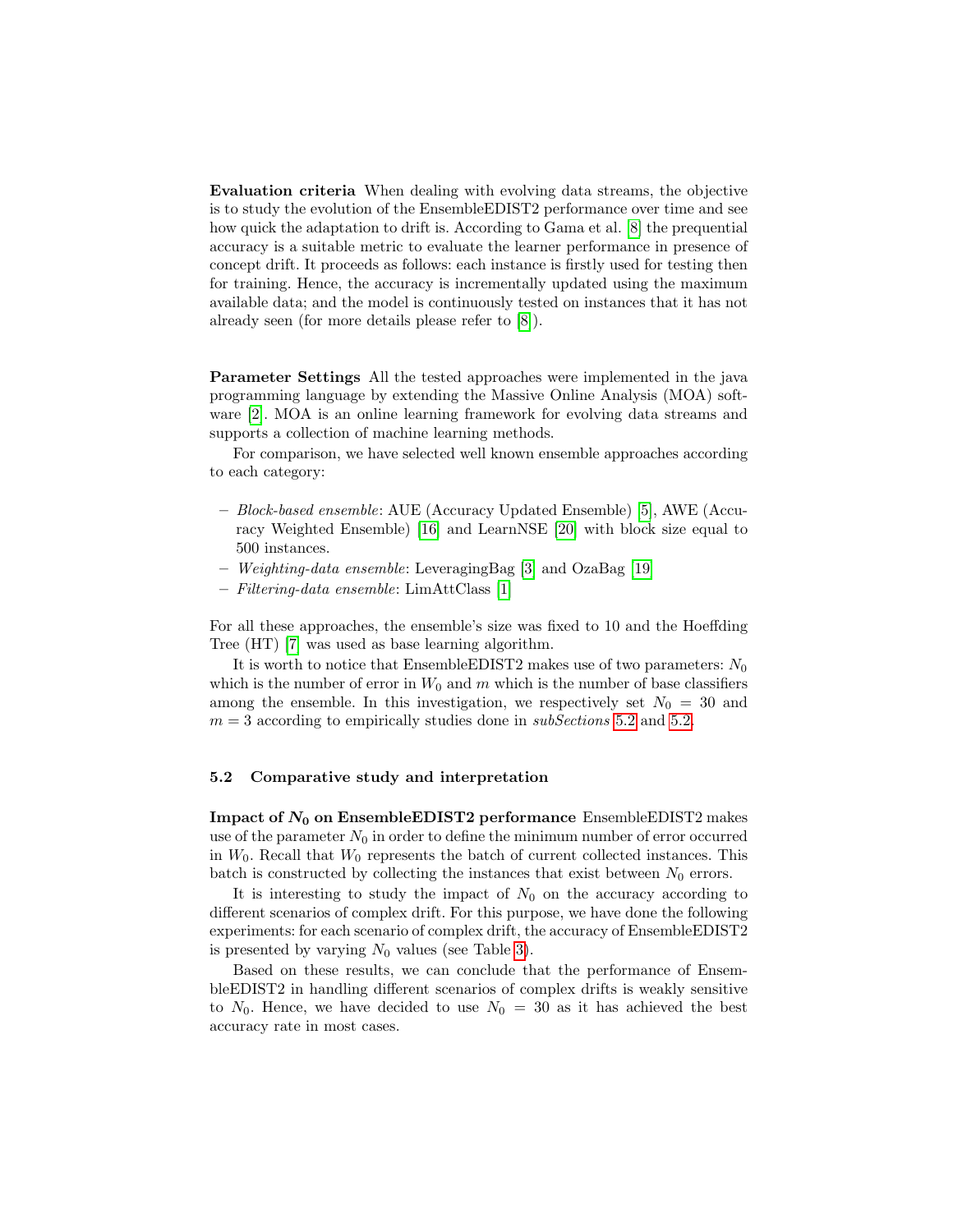**Evaluation criteria** When dealing with evolving data streams, the objective is to study the evolution of the EnsembleEDIST2 performance over time and see how quick the adaptation to drift is. According to Gama et al. [8] the prequential accuracy is a suitable metric to evaluate the learner performance in presence of concept drift. It proceeds as follows: each instance is firstly used for testing then for training. Hence, the accuracy is incrementally updated using the maximum available data; and the model is continuously tested on instances that it has not already seen (for more details please refer to [8]).

**Parameter Settings** All the tested approaches were implemented in the java programming language by extending the Massive Online Analysis (MOA) software [2]. MOA is an online learning framework for evolving data streams and supports a collection of machine learning methods.

For comparison, we have selected well known ensemble approaches according to each category:

- *Block-based ensemble*: AUE (Accuracy Updated Ensemble) [5], AWE (Accuracy Weighted Ensemble) [16] and LearnNSE [20] with block size equal to 500 instances.
- *Weighting-data ensemble*: LeveragingBag [3] and OzaBag [19]
- *Filtering-data ensemble*: LimAttClass [1]

For all these approaches, the ensemble's size was fixed to 10 and the Hoeffding Tree (HT) [7] was used as base learning algorithm.

It is worth to notice that EnsembleEDIST2 makes use of two parameters: $N_0$ which is the number of error in $W_0$ and $m$ which is the number of base classifiers among the ensemble. In this investigation, we respectively set $N_0 = 30$ and $m = 3$ according to empirically studies done in *subSections* 5.2 and 5.2.

### 5.2 Comparative study and interpretation

**Impact of $N_0$ on EnsembleEDIST2 performance** EnsembleEDIST2 makes use of the parameter $N_0$ in order to define the minimum number of error occurred in $W_0$. Recall that $W_0$ represents the batch of current collected instances. This batch is constructed by collecting the instances that exist between $N_0$ errors.

It is interesting to study the impact of $N_0$ on the accuracy according to different scenarios of complex drift. For this purpose, we have done the following experiments: for each scenario of complex drift, the accuracy of EnsembleEDIST2 is presented by varying $N_0$ values (see Table 3).

Based on these results, we can conclude that the performance of EnsembleEDIST2 in handling different scenarios of complex drifts is weakly sensitive to $N_0$. Hence, we have decided to use $N_0 = 30$ as it has achieved the best accuracy rate in most cases.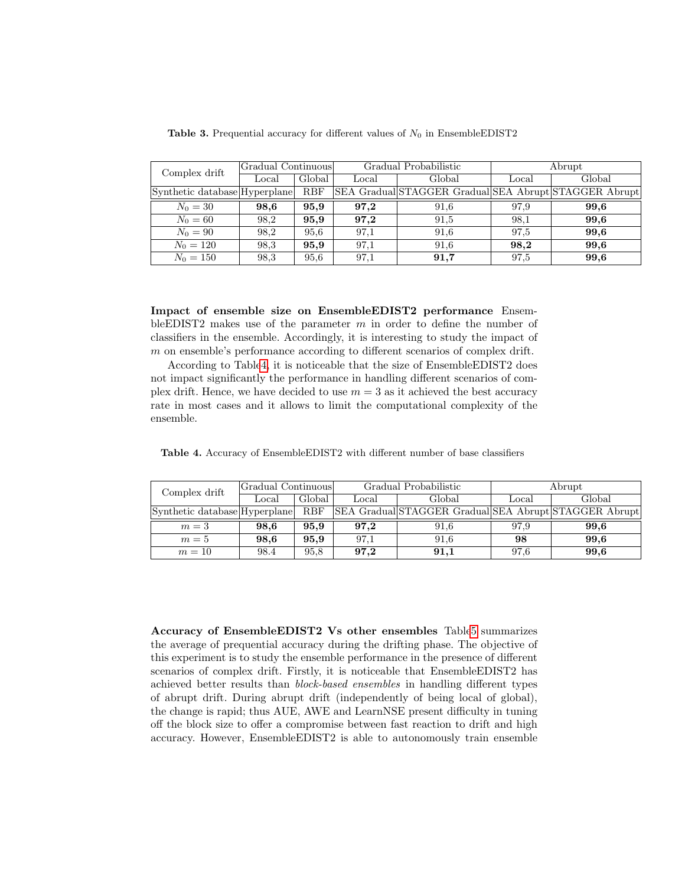**Table 3.** Prequential accuracy for different values of $N_0$ in EnsembleEDIST2

| Complex drift | Gradual Continuous | | Gradual Probabilistic | | Abrupt | |
|---|---|---|---|---|---|---|
| | Local | Global | Local | Global | Local | Global |
| Synthetic database | Hyperplane | RBF | SEA Gradual | STAGGER Gradual | SEA Abrupt | STAGGER Abrupt |
| $N_0 = 30$ | **98,6** | **95,9** | **97,2** | 91,6 | 97,9 | **99,6** |
| $N_0 = 60$ | 98,2 | **95,9** | **97,2** | 91,5 | 98,1 | **99,6** |
| $N_0 = 90$ | 98,2 | 95,6 | 97,1 | 91,6 | 97,5 | **99,6** |
| $N_0 = 120$ | 98,3 | **95,9** | 97,1 | 91,6 | **98,2** | **99,6** |
| $N_0 = 150$ | 98,3 | 95,6 | 97,1 | **91,7** | 97,5 | **99,6** |

**Impact of ensemble size on EnsembleEDIST2 performance** EnsembleEDIST2 makes use of the parameter $m$ in order to define the number of classifiers in the ensemble. Accordingly, it is interesting to study the impact of $m$ on ensemble's performance according to different scenarios of complex drift.

According to Table4, it is noticeable that the size of EnsembleEDIST2 does not impact significantly the performance in handling different scenarios of complex drift. Hence, we have decided to use $m = 3$ as it achieved the best accuracy rate in most cases and it allows to limit the computational complexity of the ensemble.

**Table 4.** Accuracy of EnsembleEDIST2 with different number of base classifiers

| Complex drift | Gradual Continuous | | Gradual Probabilistic | | Abrupt | |
|---|---|---|---|---|---|---|
| | Local | Global | Local | Global | Local | Global |
| Synthetic database | Hyperplane | RBF | SEA Gradual | STAGGER Gradual | SEA Abrupt | STAGGER Abrupt |
| $m = 3$ | **98,6** | **95,9** | **97,2** | 91,6 | 97,9 | **99,6** |
| $m = 5$ | **98,6** | **95,9** | 97,1 | 91,6 | **98** | **99,6** |
| $m = 10$ | 98.4 | 95,8 | **97,2** | **91,1** | 97,6 | **99,6** |

**Accuracy of EnsembleEDIST2 Vs other ensembles** Table5 summarizes the average of prequential accuracy during the drifting phase. The objective of this experiment is to study the ensemble performance in the presence of different scenarios of complex drift. Firstly, it is noticeable that EnsembleEDIST2 has achieved better results than *block-based ensembles* in handling different types of abrupt drift. During abrupt drift (independently of being local of global), the change is rapid; thus AUE, AWE and LearnNSE present difficulty in tuning off the block size to offer a compromise between fast reaction to drift and high accuracy. However, EnsembleEDIST2 is able to autonomously train ensemble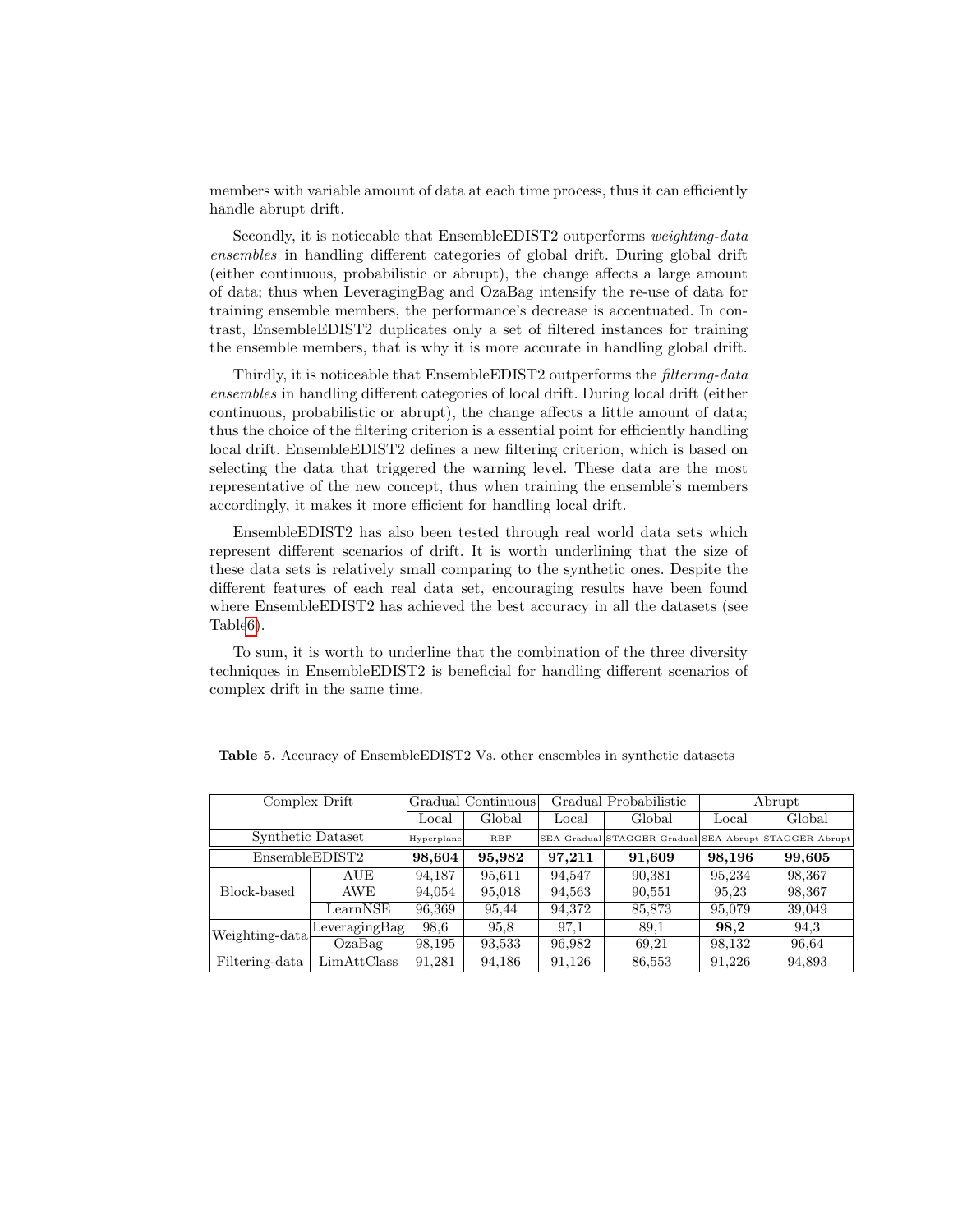members with variable amount of data at each time process, thus it can efficiently handle abrupt drift.

Secondly, it is noticeable that EnsembleEDIST2 outperforms *weighting-data ensembles* in handling different categories of global drift. During global drift (either continuous, probabilistic or abrupt), the change affects a large amount of data; thus when LeveragingBag and OzaBag intensify the re-use of data for training ensemble members, the performance's decrease is accentuated. In contrast, EnsembleEDIST2 duplicates only a set of filtered instances for training the ensemble members, that is why it is more accurate in handling global drift.

Thirdly, it is noticeable that EnsembleEDIST2 outperforms the *filtering-data ensembles* in handling different categories of local drift. During local drift (either continuous, probabilistic or abrupt), the change affects a little amount of data; thus the choice of the filtering criterion is a essential point for efficiently handling local drift. EnsembleEDIST2 defines a new filtering criterion, which is based on selecting the data that triggered the warning level. These data are the most representative of the new concept, thus when training the ensemble's members accordingly, it makes it more efficient for handling local drift.

EnsembleEDIST2 has also been tested through real world data sets which represent different scenarios of drift. It is worth underlining that the size of these data sets is relatively small comparing to the synthetic ones. Despite the different features of each real data set, encouraging results have been found where EnsembleEDIST2 has achieved the best accuracy in all the datasets (see Table6).

To sum, it is worth to underline that the combination of the three diversity techniques in EnsembleEDIST2 is beneficial for handling different scenarios of complex drift in the same time.

**Table 5.** Accuracy of EnsembleEDIST2 Vs. other ensembles in synthetic datasets

| Complex Drift | | Gradual Continuous | | Gradual Probabilistic | | Abrupt | |
|---|---|---|---|---|---|---|---|
| | | Local | Global | Local | Global | Local | Global |
| Synthetic Dataset | | Hyperplane | RBF | SEA Gradual | STAGGER Gradual | SEA Abrupt | STAGGER Abrupt |
| EnsembleEDIST2 | | **98,604** | **95,982** | **97,211** | **91,609** | **98,196** | **99,605** |
| Block-based | AUE | 94,187 | 95,611 | 94,547 | 90,381 | 95,234 | 98,367 |
| | AWE | 94,054 | 95,018 | 94,563 | 90,551 | 95,23 | 98,367 |
| | LearnNSE | 96,369 | 95,44 | 94,372 | 85,873 | 95,079 | 39,049 |
| Weighting-data | LeveragingBag | 98,6 | 95,8 | 97,1 | 89,1 | **98,2** | 94,3 |
| | OzaBag | 98,195 | 93,533 | 96,982 | 69,21 | 98,132 | 96,64 |
| Filtering-data | LimAttClass | 91,281 | 94,186 | 91,126 | 86,553 | 91,226 | 94,893 |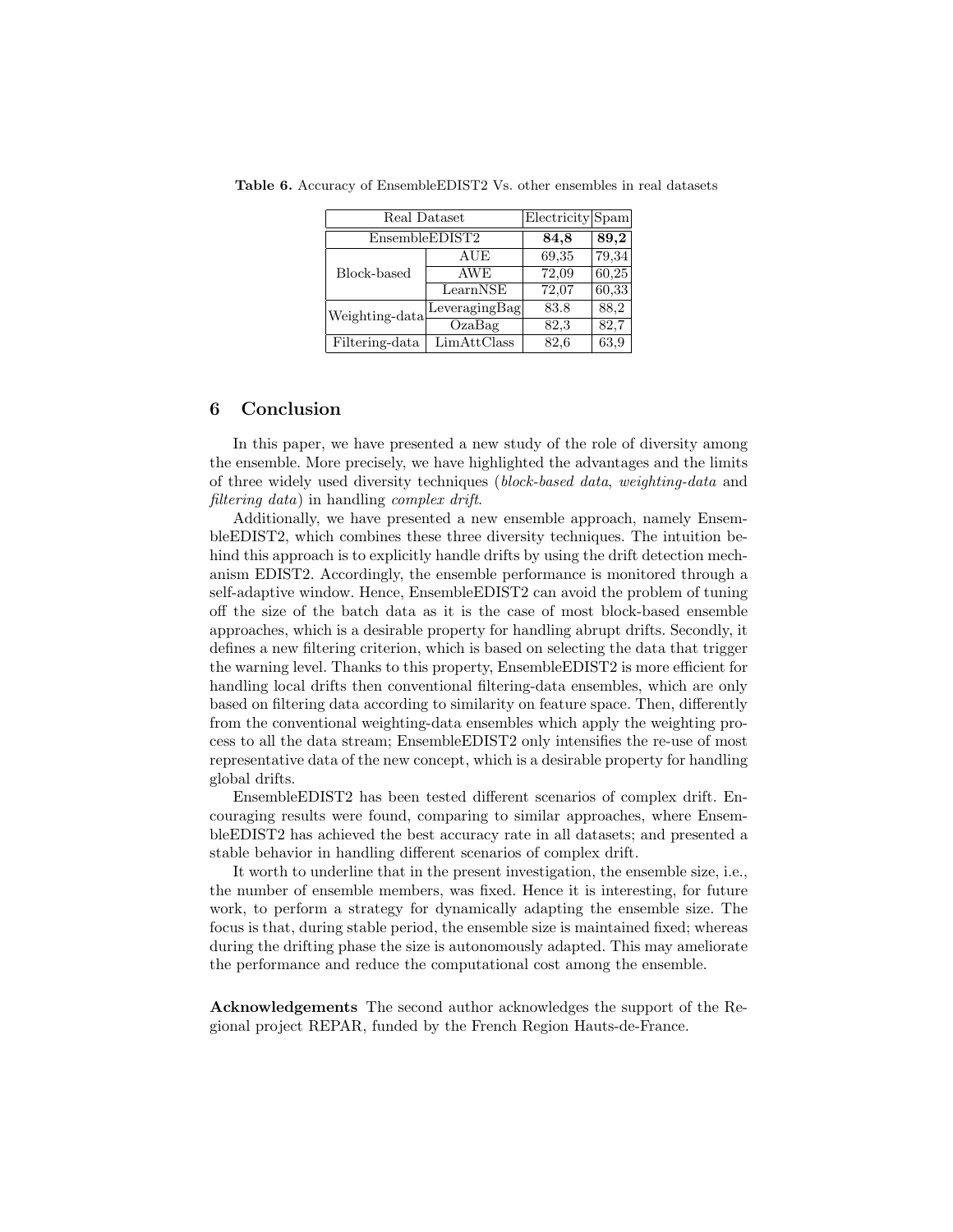**Table 6.** Accuracy of EnsembleEDIST2 Vs. other ensembles in real datasets

| Real Dataset | | Electricity | Spam |
|---|---|---|---|
| EnsembleEDIST2 | | **84,8** | **89,2** |
| Block-based | AUE | 69,35 | 79,34 |
| | AWE | 72,09 | 60,25 |
| | LearnNSE | 72,07 | 60,33 |
| Weighting-data | LeveragingBag | 83.8 | 88,2 |
| | OzaBag | 82,3 | 82,7 |
| Filtering-data | LimAttClass | 82,6 | 63,9 |

## 6 Conclusion

In this paper, we have presented a new study of the role of diversity among the ensemble. More precisely, we have highlighted the advantages and the limits of three widely used diversity techniques (*block-based data*, *weighting-data* and *filtering data*) in handling *complex drift*.

Additionally, we have presented a new ensemble approach, namely EnsembleEDIST2, which combines these three diversity techniques. The intuition behind this approach is to explicitly handle drifts by using the drift detection mechanism EDIST2. Accordingly, the ensemble performance is monitored through a self-adaptive window. Hence, EnsembleEDIST2 can avoid the problem of tuning off the size of the batch data as it is the case of most block-based ensemble approaches, which is a desirable property for handling abrupt drifts. Secondly, it defines a new filtering criterion, which is based on selecting the data that trigger the warning level. Thanks to this property, EnsembleEDIST2 is more efficient for handling local drifts then conventional filtering-data ensembles, which are only based on filtering data according to similarity on feature space. Then, differently from the conventional weighting-data ensembles which apply the weighting process to all the data stream; EnsembleEDIST2 only intensifies the re-use of most representative data of the new concept, which is a desirable property for handling global drifts.

EnsembleEDIST2 has been tested different scenarios of complex drift. Encouraging results were found, comparing to similar approaches, where EnsembleEDIST2 has achieved the best accuracy rate in all datasets; and presented a stable behavior in handling different scenarios of complex drift.

It worth to underline that in the present investigation, the ensemble size, i.e., the number of ensemble members, was fixed. Hence it is interesting, for future work, to perform a strategy for dynamically adapting the ensemble size. The focus is that, during stable period, the ensemble size is maintained fixed; whereas during the drifting phase the size is autonomously adapted. This may ameliorate the performance and reduce the computational cost among the ensemble.

**Acknowledgements** The second author acknowledges the support of the Regional project REPAR, funded by the French Region Hauts-de-France.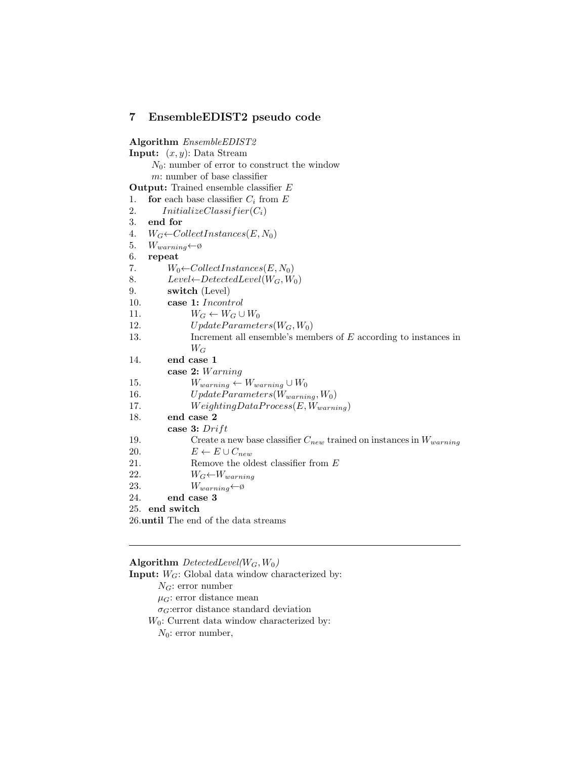## 7 EnsembleEDIST2 pseudo code

**Algorithm** *EnsembleEDIST2*
**Input:** $(x, y)$: Data Stream
 $N_0$: number of error to construct the window
 $m$: number of base classifier
**Output:** Trained ensemble classifier $E$

1. **for** each base classifier $C_i$ from $E$
2.   $InitializeClassifier(C_i)$
3. **end for**
4. $W_G \leftarrow CollectInstances(E, N_0)$
5. $W_{warning} \leftarrow \emptyset$
6. **repeat**
7.   $W_0 \leftarrow CollectInstances(E, N_0)$
8.   $Level \leftarrow DetectedLevel(W_G, W_0)$
9.   **switch** (Level)
10.   **case 1:** $Incontrol$
11.     $W_G \leftarrow W_G \cup W_0$
12.     $UpdateParameters(W_G, W_0)$
13.     Increment all ensemble's members of $E$ according to instances in $W_G$
14.   **end case 1**
   **case 2:** $Warning$
15.     $W_{warning} \leftarrow W_{warning} \cup W_0$
16.     $UpdateParameters(W_{warning}, W_0)$
17.     $WeightingDataProcess(E, W_{warning})$
18.   **end case 2**
   **case 3:** $Drift$
19.     Create a new base classifier $C_{new}$ trained on instances in $W_{warning}$
20.     $E \leftarrow E \cup C_{new}$
21.     Remove the oldest classifier from $E$
22.     $W_G \leftarrow W_{warning}$
23.     $W_{warning} \leftarrow \emptyset$
24.   **end case 3**
25. **end switch**
26. **until** The end of the data streams

---

**Algorithm** *DetectedLevel($W_G, W_0$)*
**Input:** $W_G$: Global data window characterized by:
  $N_G$: error number
  $\mu_G$: error distance mean
  $\sigma_G$:error distance standard deviation
 $W_0$: Current data window characterized by:
  $N_0$: error number,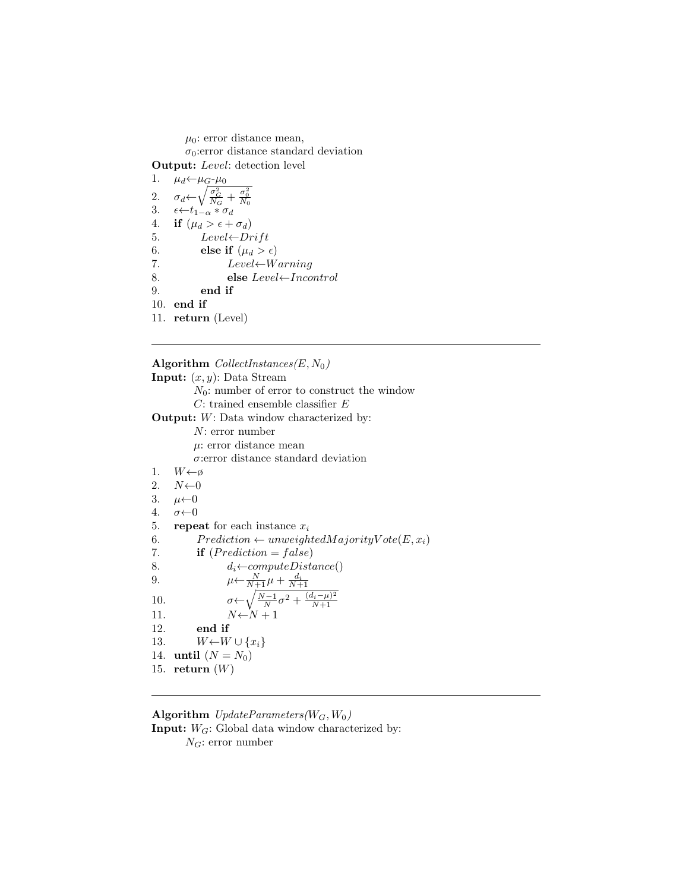$\mu_0$: error distance mean,

$\sigma_0$:error distance standard deviation

**Output:** *Level*: detection level

1. $\mu_d \leftarrow \mu_G$-$\mu_0$
2. $\sigma_d \leftarrow \sqrt{\frac{\sigma_G^2}{N_G} + \frac{\sigma_0^2}{N_0}}$
3. $\epsilon \leftarrow t_{1-\alpha} * \sigma_d$
4. **if** $(\mu_d > \epsilon + \sigma_d)$
5. $\quad$ $Level \leftarrow Drift$
6. $\quad$ **else if** $(\mu_d > \epsilon)$
7. $\quad\quad$ $Level \leftarrow Warning$
8. $\quad\quad$ **else** $Level \leftarrow Incontrol$
9. $\quad$ **end if**
10. **end if**
11. **return** (Level)

---

**Algorithm** *CollectInstances*$(E, N_0)$

**Input:** $(x, y)$: Data Stream

$N_0$: number of error to construct the window

$C$: trained ensemble classifier $E$

**Output:** $W$: Data window characterized by:

$N$: error number

$\mu$: error distance mean

$\sigma$:error distance standard deviation

1. $W \leftarrow \emptyset$
2. $N \leftarrow 0$
3. $\mu \leftarrow 0$
4. $\sigma \leftarrow 0$
5. **repeat** for each instance $x_i$
6. $\quad$ $Prediction \leftarrow unweightedMajorityVote(E, x_i)$
7. $\quad$ **if** $(Prediction = false)$
8. $\quad\quad$ $d_i \leftarrow computeDistance()$
9. $\quad\quad$ $\mu \leftarrow \frac{N}{N+1}\mu + \frac{d_i}{N+1}$
10. $\quad\quad$ $\sigma \leftarrow \sqrt{\frac{N-1}{N}\sigma^2 + \frac{(d_i-\mu)^2}{N+1}}$
11. $\quad\quad$ $N \leftarrow N + 1$
12. $\quad$ **end if**
13. $\quad$ $W \leftarrow W \cup \{x_i\}$
14. **until** $(N = N_0)$
15. **return** $(W)$

---

**Algorithm** *UpdateParameters*$(W_G, W_0)$

**Input:** $W_G$: Global data window characterized by:

$N_G$: error number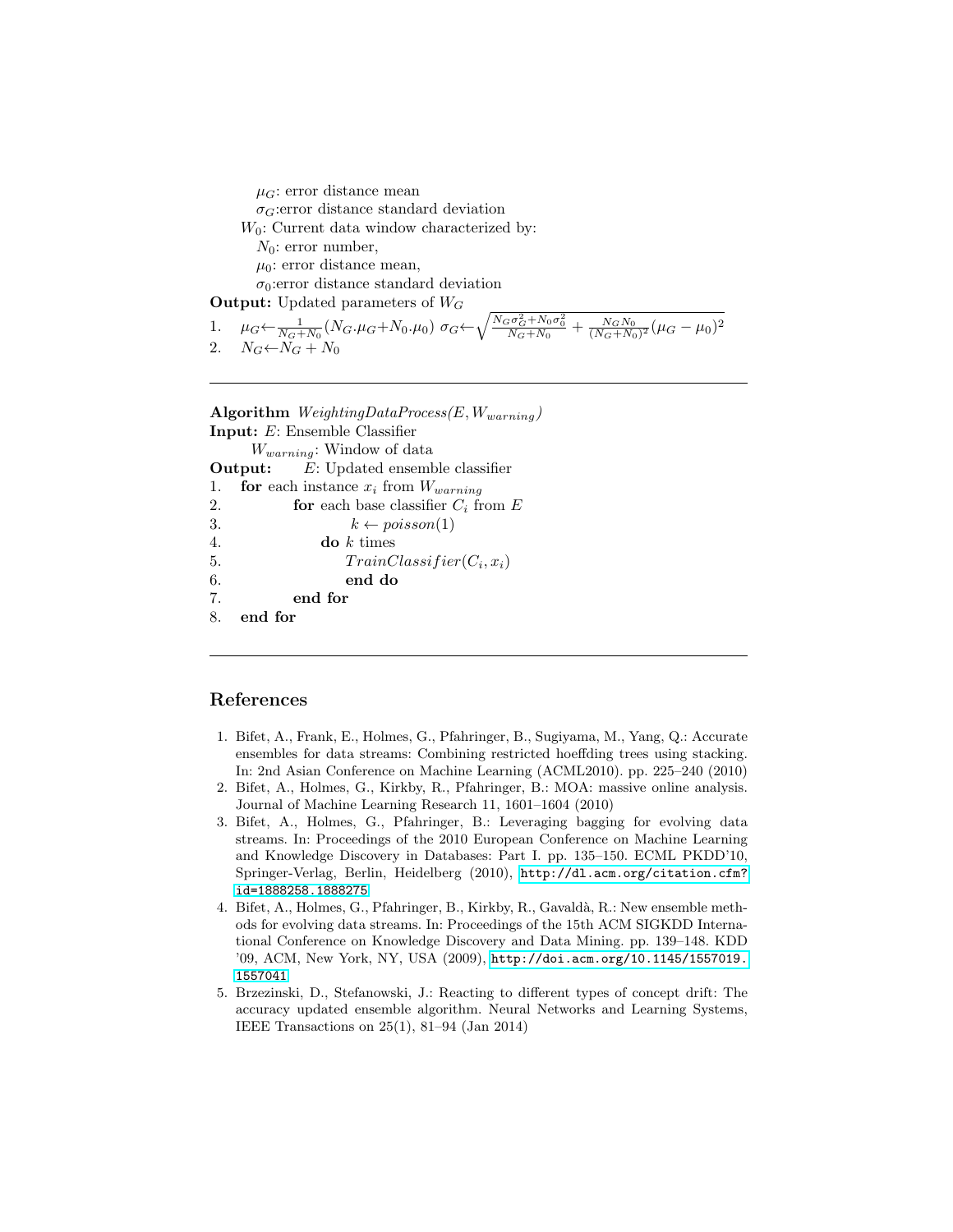$\mu_G$: error distance mean
$\sigma_G$:error distance standard deviation
$W_0$: Current data window characterized by:
$N_0$: error number,
$\mu_0$: error distance mean,
$\sigma_0$:error distance standard deviation

**Output:** Updated parameters of $W_G$

1. $\mu_G \leftarrow \frac{1}{N_G+N_0}(N_G.\mu_G+N_0.\mu_0)$ $\sigma_G \leftarrow \sqrt{\frac{N_G\sigma_G^2+N_0\sigma_0^2}{N_G+N_0} + \frac{N_G N_0}{(N_G+N_0)^2}(\mu_G - \mu_0)^2}$
2. $N_G \leftarrow N_G + N_0$

---

**Algorithm** *WeightingDataProcess*$(E, W_{warning})$
**Input:** $E$: Ensemble Classifier
$W_{warning}$: Window of data
**Output:** $E$: Updated ensemble classifier

```
1.  for each instance x_i from W_warning
2.        for each base classifier C_i from E
3.              k ← poisson(1)
4.            do k times
5.                TrainClassifier(C_i, x_i)
6.                end do
7.        end for
8.  end for
```

---

## References

1. Bifet, A., Frank, E., Holmes, G., Pfahringer, B., Sugiyama, M., Yang, Q.: Accurate ensembles for data streams: Combining restricted hoeffding trees using stacking. In: 2nd Asian Conference on Machine Learning (ACML2010). pp. 225–240 (2010)
2. Bifet, A., Holmes, G., Kirkby, R., Pfahringer, B.: MOA: massive online analysis. Journal of Machine Learning Research 11, 1601–1604 (2010)
3. Bifet, A., Holmes, G., Pfahringer, B.: Leveraging bagging for evolving data streams. In: Proceedings of the 2010 European Conference on Machine Learning and Knowledge Discovery in Databases: Part I. pp. 135–150. ECML PKDD'10, Springer-Verlag, Berlin, Heidelberg (2010), http://dl.acm.org/citation.cfm?id=1888258.1888275
4. Bifet, A., Holmes, G., Pfahringer, B., Kirkby, R., Gavaldà, R.: New ensemble methods for evolving data streams. In: Proceedings of the 15th ACM SIGKDD International Conference on Knowledge Discovery and Data Mining. pp. 139–148. KDD '09, ACM, New York, NY, USA (2009), http://doi.acm.org/10.1145/1557019.1557041
5. Brzezinski, D., Stefanowski, J.: Reacting to different types of concept drift: The accuracy updated ensemble algorithm. Neural Networks and Learning Systems, IEEE Transactions on 25(1), 81–94 (Jan 2014)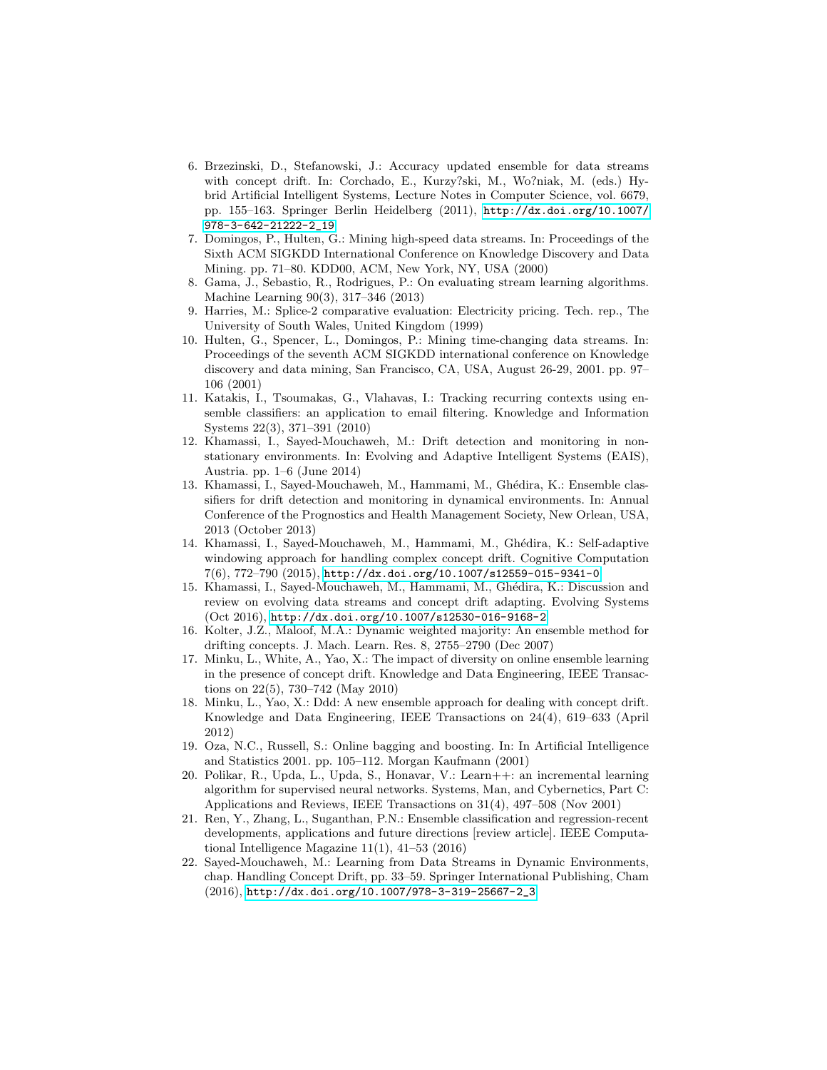6. Brzezinski, D., Stefanowski, J.: Accuracy updated ensemble for data streams with concept drift. In: Corchado, E., Kurzy?ski, M., Wo?niak, M. (eds.) Hybrid Artificial Intelligent Systems, Lecture Notes in Computer Science, vol. 6679, pp. 155–163. Springer Berlin Heidelberg (2011), http://dx.doi.org/10.1007/978-3-642-21222-2_19
7. Domingos, P., Hulten, G.: Mining high-speed data streams. In: Proceedings of the Sixth ACM SIGKDD International Conference on Knowledge Discovery and Data Mining. pp. 71–80. KDD00, ACM, New York, NY, USA (2000)
8. Gama, J., Sebastio, R., Rodrigues, P.: On evaluating stream learning algorithms. Machine Learning 90(3), 317–346 (2013)
9. Harries, M.: Splice-2 comparative evaluation: Electricity pricing. Tech. rep., The University of South Wales, United Kingdom (1999)
10. Hulten, G., Spencer, L., Domingos, P.: Mining time-changing data streams. In: Proceedings of the seventh ACM SIGKDD international conference on Knowledge discovery and data mining, San Francisco, CA, USA, August 26-29, 2001. pp. 97–106 (2001)
11. Katakis, I., Tsoumakas, G., Vlahavas, I.: Tracking recurring contexts using ensemble classifiers: an application to email filtering. Knowledge and Information Systems 22(3), 371–391 (2010)
12. Khamassi, I., Sayed-Mouchaweh, M.: Drift detection and monitoring in non-stationary environments. In: Evolving and Adaptive Intelligent Systems (EAIS), Austria. pp. 1–6 (June 2014)
13. Khamassi, I., Sayed-Mouchaweh, M., Hammami, M., Ghédira, K.: Ensemble classifiers for drift detection and monitoring in dynamical environments. In: Annual Conference of the Prognostics and Health Management Society, New Orlean, USA, 2013 (October 2013)
14. Khamassi, I., Sayed-Mouchaweh, M., Hammami, M., Ghédira, K.: Self-adaptive windowing approach for handling complex concept drift. Cognitive Computation 7(6), 772–790 (2015), http://dx.doi.org/10.1007/s12559-015-9341-0
15. Khamassi, I., Sayed-Mouchaweh, M., Hammami, M., Ghédira, K.: Discussion and review on evolving data streams and concept drift adapting. Evolving Systems (Oct 2016), http://dx.doi.org/10.1007/s12530-016-9168-2
16. Kolter, J.Z., Maloof, M.A.: Dynamic weighted majority: An ensemble method for drifting concepts. J. Mach. Learn. Res. 8, 2755–2790 (Dec 2007)
17. Minku, L., White, A., Yao, X.: The impact of diversity on online ensemble learning in the presence of concept drift. Knowledge and Data Engineering, IEEE Transactions on 22(5), 730–742 (May 2010)
18. Minku, L., Yao, X.: Ddd: A new ensemble approach for dealing with concept drift. Knowledge and Data Engineering, IEEE Transactions on 24(4), 619–633 (April 2012)
19. Oza, N.C., Russell, S.: Online bagging and boosting. In: In Artificial Intelligence and Statistics 2001. pp. 105–112. Morgan Kaufmann (2001)
20. Polikar, R., Upda, L., Upda, S., Honavar, V.: Learn++: an incremental learning algorithm for supervised neural networks. Systems, Man, and Cybernetics, Part C: Applications and Reviews, IEEE Transactions on 31(4), 497–508 (Nov 2001)
21. Ren, Y., Zhang, L., Suganthan, P.N.: Ensemble classification and regression-recent developments, applications and future directions [review article]. IEEE Computational Intelligence Magazine 11(1), 41–53 (2016)
22. Sayed-Mouchaweh, M.: Learning from Data Streams in Dynamic Environments, chap. Handling Concept Drift, pp. 33–59. Springer International Publishing, Cham (2016), http://dx.doi.org/10.1007/978-3-319-25667-2_3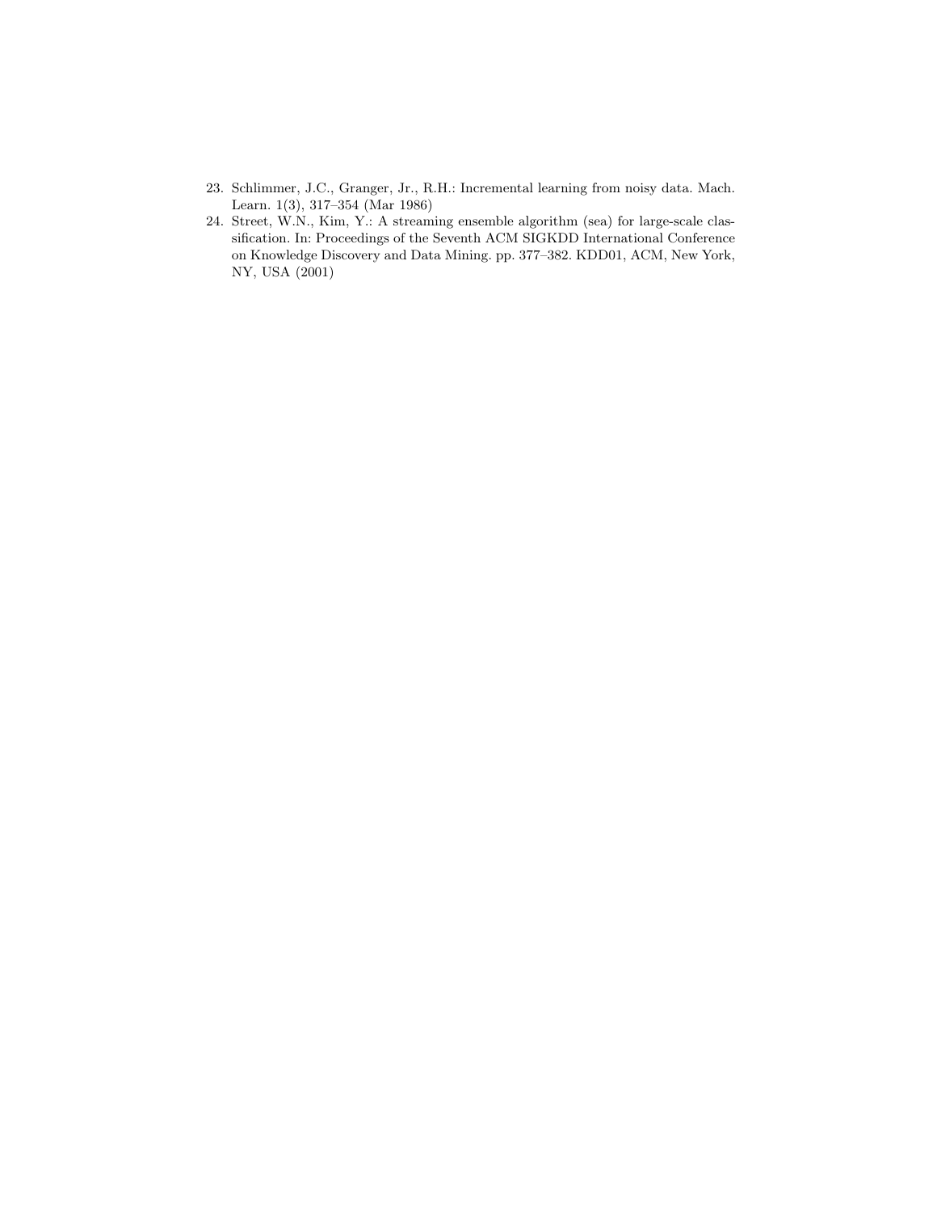23. Schlimmer, J.C., Granger, Jr., R.H.: Incremental learning from noisy data. Mach. Learn. 1(3), 317–354 (Mar 1986)
24. Street, W.N., Kim, Y.: A streaming ensemble algorithm (sea) for large-scale classification. In: Proceedings of the Seventh ACM SIGKDD International Conference on Knowledge Discovery and Data Mining. pp. 377–382. KDD01, ACM, New York, NY, USA (2001)